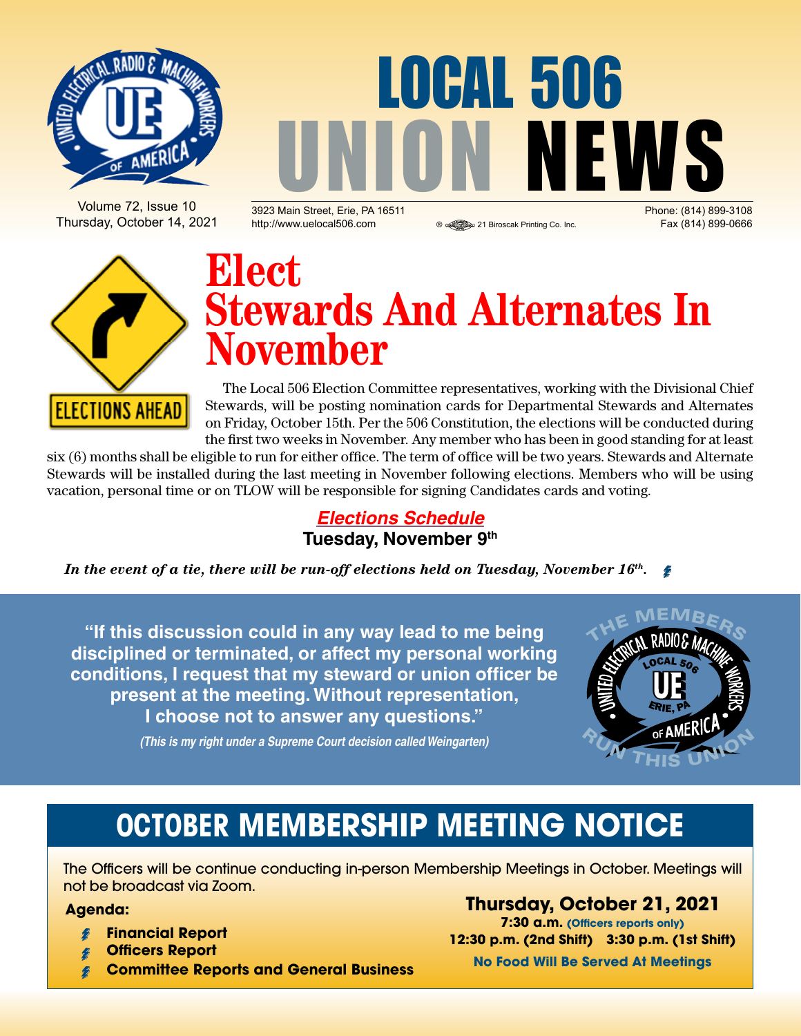# LOCAL 506 UNION NEWS

Volume 72, Issue 10
Thursday, October 14, 2021

3923 Main Street, Erie, PA 16511
http://www.uelocal506.com

21 Biroscak Printing Co. Inc.

Phone: (814) 899-3108
Fax (814) 899-0666

ELECTIONS AHEAD

# Elect Stewards And Alternates In November

The Local 506 Election Committee representatives, working with the Divisional Chief Stewards, will be posting nomination cards for Departmental Stewards and Alternates on Friday, October 15th. Per the 506 Constitution, the elections will be conducted during the first two weeks in November. Any member who has been in good standing for at least six (6) months shall be eligible to run for either office. The term of office will be two years. Stewards and Alternate Stewards will be installed during the last meeting in November following elections. Members who will be using vacation, personal time or on TLOW will be responsible for signing Candidates cards and voting.

***Elections Schedule***

**Tuesday, November 9th**

***In the event of a tie, there will be run-off elections held on Tuesday, November 16th.***

**"If this discussion could in any way lead to me being disciplined or terminated, or affect my personal working conditions, I request that my steward or union officer be present at the meeting. Without representation, I choose not to answer any questions."**

***(This is my right under a Supreme Court decision called Weingarten)***

THE MEMBERS RUN THIS UNION

## OCTOBER MEMBERSHIP MEETING NOTICE

The Officers will be continue conducting in-person Membership Meetings in October. Meetings will not be broadcast via Zoom.

**Agenda:**

- **Financial Report**
- **Officers Report**
- **Committee Reports and General Business**

**Thursday, October 21, 2021**

**7:30 a.m. (Officers reports only)**

**12:30 p.m. (2nd Shift) 3:30 p.m. (1st Shift)**

**No Food Will Be Served At Meetings**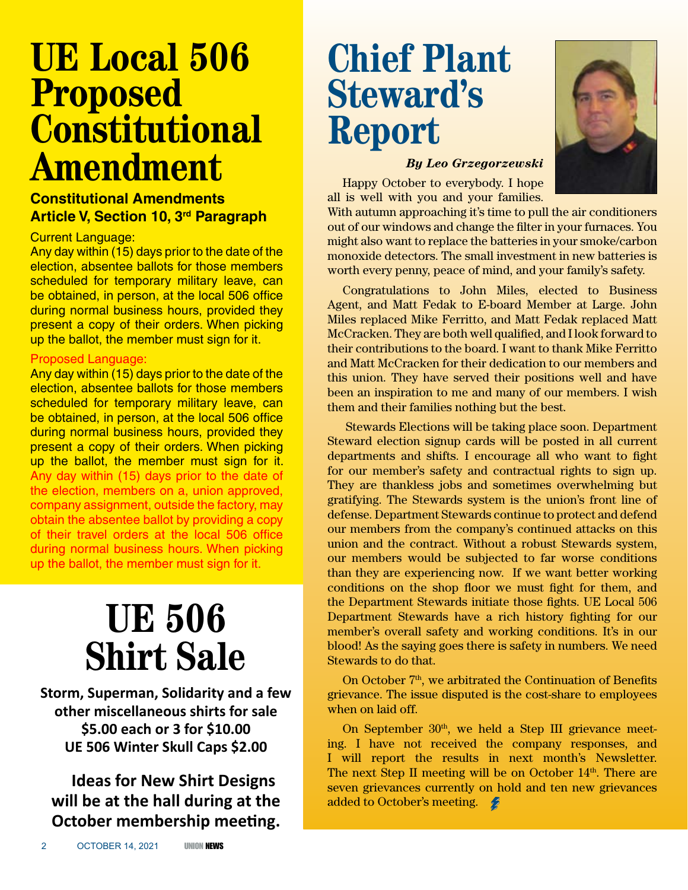# UE Local 506 Proposed Constitutional Amendment

### Constitutional Amendments Article V, Section 10, 3rd Paragraph

Current Language:

Any day within (15) days prior to the date of the election, absentee ballots for those members scheduled for temporary military leave, can be obtained, in person, at the local 506 office during normal business hours, provided they present a copy of their orders. When picking up the ballot, the member must sign for it.

Proposed Language:

Any day within (15) days prior to the date of the election, absentee ballots for those members scheduled for temporary military leave, can be obtained, in person, at the local 506 office during normal business hours, provided they present a copy of their orders. When picking up the ballot, the member must sign for it. Any day within (15) days prior to the date of the election, members on a, union approved, company assignment, outside the factory, may obtain the absentee ballot by providing a copy of their travel orders at the local 506 office during normal business hours. When picking up the ballot, the member must sign for it.

# UE 506 Shirt Sale

**Storm, Superman, Solidarity and a few other miscellaneous shirts for sale**
**$5.00 each or 3 for $10.00**
**UE 506 Winter Skull Caps $2.00**

**Ideas for New Shirt Designs will be at the hall during at the October membership meeting.**

# Chief Plant Steward's Report

***By Leo Grzegorzewski***

Happy October to everybody. I hope all is well with you and your families. With autumn approaching it's time to pull the air conditioners out of our windows and change the filter in your furnaces. You might also want to replace the batteries in your smoke/carbon monoxide detectors. The small investment in new batteries is worth every penny, peace of mind, and your family's safety.

Congratulations to John Miles, elected to Business Agent, and Matt Fedak to E-board Member at Large. John Miles replaced Mike Ferritto, and Matt Fedak replaced Matt McCracken. They are both well qualified, and I look forward to their contributions to the board. I want to thank Mike Ferritto and Matt McCracken for their dedication to our members and this union. They have served their positions well and have been an inspiration to me and many of our members. I wish them and their families nothing but the best.

Stewards Elections will be taking place soon. Department Steward election signup cards will be posted in all current departments and shifts. I encourage all who want to fight for our member's safety and contractual rights to sign up. They are thankless jobs and sometimes overwhelming but gratifying. The Stewards system is the union's front line of defense. Department Stewards continue to protect and defend our members from the company's continued attacks on this union and the contract. Without a robust Stewards system, our members would be subjected to far worse conditions than they are experiencing now. If we want better working conditions on the shop floor we must fight for them, and the Department Stewards initiate those fights. UE Local 506 Department Stewards have a rich history fighting for our member's overall safety and working conditions. It's in our blood! As the saying goes there is safety in numbers. We need Stewards to do that.

On October 7th, we arbitrated the Continuation of Benefits grievance. The issue disputed is the cost-share to employees when on laid off.

On September 30th, we held a Step III grievance meeting. I have not received the company responses, and I will report the results in next month's Newsletter. The next Step II meeting will be on October 14th. There are seven grievances currently on hold and ten new grievances added to October's meeting.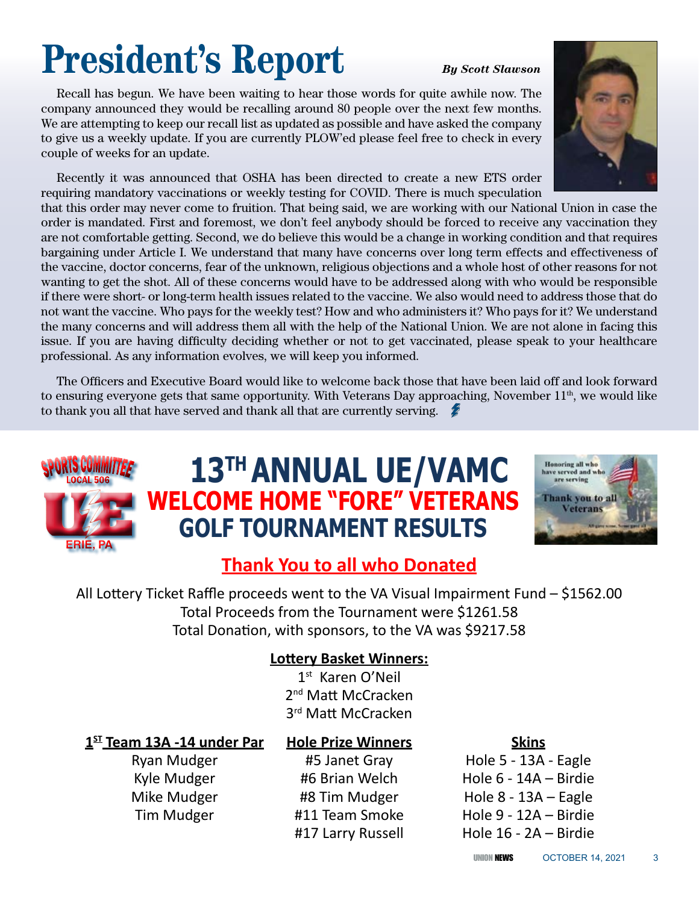# President's Report

*By Scott Slawson*

Recall has begun. We have been waiting to hear those words for quite awhile now. The company announced they would be recalling around 80 people over the next few months. We are attempting to keep our recall list as updated as possible and have asked the company to give us a weekly update. If you are currently PLOW'ed please feel free to check in every couple of weeks for an update.

Recently it was announced that OSHA has been directed to create a new ETS order requiring mandatory vaccinations or weekly testing for COVID. There is much speculation that this order may never come to fruition. That being said, we are working with our National Union in case the order is mandated. First and foremost, we don't feel anybody should be forced to receive any vaccination they are not comfortable getting. Second, we do believe this would be a change in working condition and that requires bargaining under Article I. We understand that many have concerns over long term effects and effectiveness of the vaccine, doctor concerns, fear of the unknown, religious objections and a whole host of other reasons for not wanting to get the shot. All of these concerns would have to be addressed along with who would be responsible if there were short- or long-term health issues related to the vaccine. We also would need to address those that do not want the vaccine. Who pays for the weekly test? How and who administers it? Who pays for it? We understand the many concerns and will address them all with the help of the National Union. We are not alone in facing this issue. If you are having difficulty deciding whether or not to get vaccinated, please speak to your healthcare professional. As any information evolves, we will keep you informed.

The Officers and Executive Board would like to welcome back those that have been laid off and look forward to ensuring everyone gets that same opportunity. With Veterans Day approaching, November 11th, we would like to thank you all that have served and thank all that are currently serving.

Sports Committee Local 506 — UE — Erie, PA

# 13TH ANNUAL UE/VAMC WELCOME HOME "FORE" VETERANS GOLF TOURNAMENT RESULTS

Honoring all who have served and who are serving — Thank you to all Veterans — All gave some, Some gave all

## Thank You to all who Donated

All Lottery Ticket Raffle proceeds went to the VA Visual Impairment Fund – $1562.00
Total Proceeds from the Tournament were $1261.58
Total Donation, with sponsors, to the VA was $9217.58

**Lottery Basket Winners:**

1st Karen O'Neil
2nd Matt McCracken
3rd Matt McCracken

**1ST Team 13A -14 under Par**

Ryan Mudger
Kyle Mudger
Mike Mudger
Tim Mudger

**Hole Prize Winners**

#5 Janet Gray
#6 Brian Welch
#8 Tim Mudger
#11 Team Smoke
#17 Larry Russell

**Skins**

Hole 5 - 13A - Eagle
Hole 6 - 14A – Birdie
Hole 8 - 13A – Eagle
Hole 9 - 12A – Birdie
Hole 16 - 2A – Birdie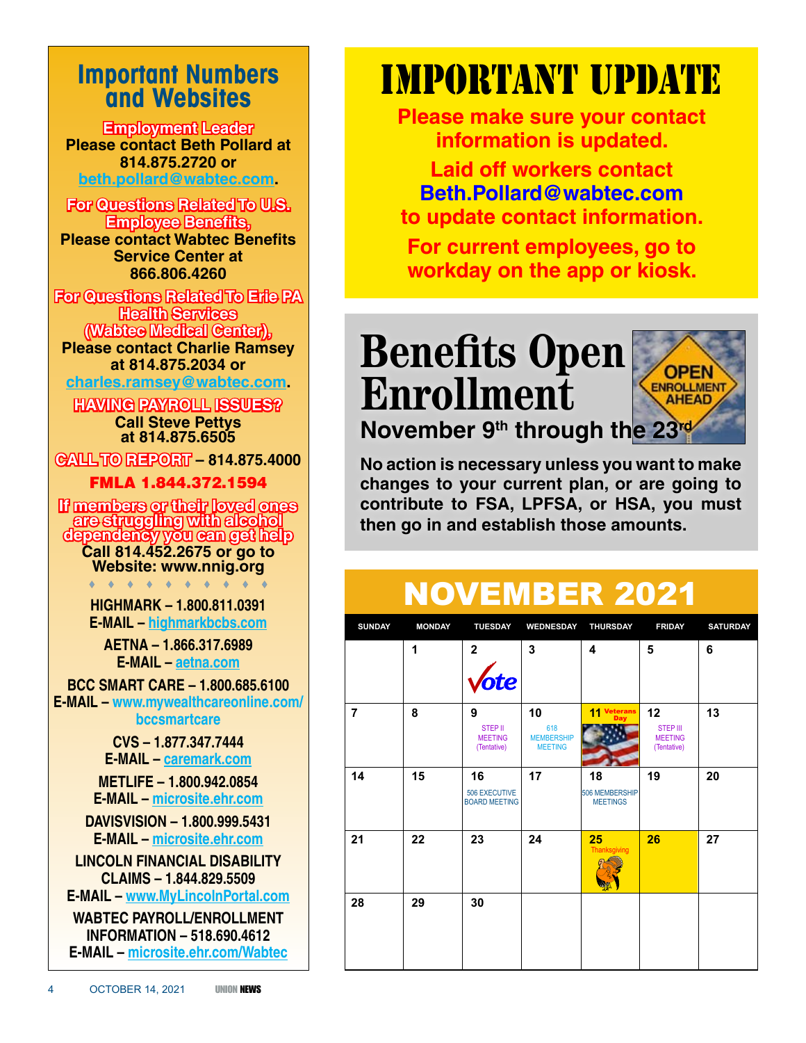## Important Numbers and Websites

**Employment Leader**
**Please contact Beth Pollard at 814.875.2720 or beth.pollard@wabtec.com.**

**For Questions Related To U.S. Employee Benefits,**
**Please contact Wabtec Benefits Service Center at 866.806.4260**

**For Questions Related To Erie PA Health Services (Wabtec Medical Center),**
**Please contact Charlie Ramsey at 814.875.2034 or charles.ramsey@wabtec.com.**

**HAVING PAYROLL ISSUES?**
**Call Steve Pettys at 814.875.6505**

**CALL TO REPORT – 814.875.4000**

**FMLA 1.844.372.1594**

**If members or their loved ones are struggling with alcohol dependency you can get help**
**Call 814.452.2675 or go to Website: www.nnig.org**

**HIGHMARK – 1.800.811.0391**
**E-MAIL – highmarkbcbs.com**

**AETNA – 1.866.317.6989**
**E-MAIL – aetna.com**

**BCC SMART CARE – 1.800.685.6100**
**E-MAIL – www.mywealthcareonline.com/bccsmartcare**

**CVS – 1.877.347.7444**
**E-MAIL – caremark.com**

**METLIFE – 1.800.942.0854**
**E-MAIL – microsite.ehr.com**

**DAVISVISION – 1.800.999.5431**
**E-MAIL – microsite.ehr.com**

**LINCOLN FINANCIAL DISABILITY CLAIMS – 1.844.829.5509**
**E-MAIL – www.MyLincolnPortal.com**

**WABTEC PAYROLL/ENROLLMENT INFORMATION – 518.690.4612**
**E-MAIL – microsite.ehr.com/Wabtec**

# IMPORTANT UPDATE

**Please make sure your contact information is updated.**

**Laid off workers contact Beth.Pollard@wabtec.com to update contact information.**

**For current employees, go to workday on the app or kiosk.**

# Benefits Open Enrollment

OPEN ENROLLMENT AHEAD

### November 9th through the 23rd

**No action is necessary unless you want to make changes to your current plan, or are going to contribute to FSA, LPFSA, or HSA, you must then go in and establish those amounts.**

## NOVEMBER 2021

| SUNDAY | MONDAY | TUESDAY | WEDNESDAY | THURSDAY | FRIDAY | SATURDAY |
|---|---|---|---|---|---|---|
| | 1 | 2 Vote | 3 | 4 | 5 | 6 |
| 7 | 8 | 9 STEP II MEETING (Tentative) | 10 618 MEMBERSHIP MEETING | 11 Veterans Day | 12 STEP III MEETING (Tentative) | 13 |
| 14 | 15 | 16 506 EXECUTIVE BOARD MEETING | 17 | 18 506 MEMBERSHIP MEETINGS | 19 | 20 |
| 21 | 22 | 23 | 24 | 25 Thanksgiving | 26 | 27 |
| 28 | 29 | 30 | | | | |